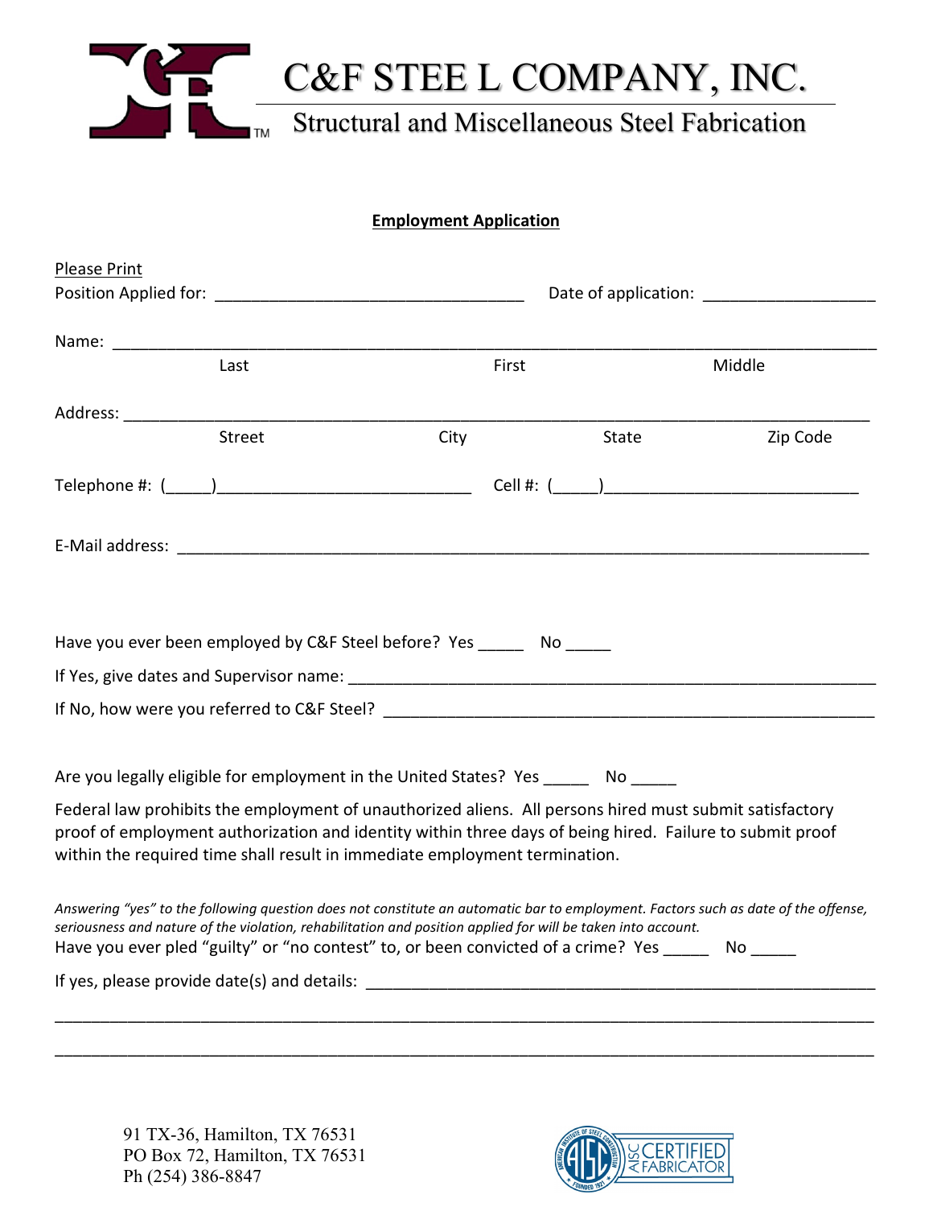# C&F STEE L COMPANY, INC.

Structural and Miscellaneous Steel Fabrication

## Employment Application

Please Print

Position Applied for: ________________________________ Date of application: __________________

Name: ____________________________________________________________________________

Last First Middle

Address: ___________________________________________________________________________

Street City State Zip Code

Telephone #: (_____)__________________________ Cell #: (_____)__________________________

E-Mail address: ______________________________________________________________________

Have you ever been employed by C&F Steel before? Yes _____ No _____

If Yes, give dates and Supervisor name: ____________________________________________________

If No, how were you referred to C&F Steel? _________________________________________________

Are you legally eligible for employment in the United States? Yes _____ No _____

Federal law prohibits the employment of unauthorized aliens. All persons hired must submit satisfactory proof of employment authorization and identity within three days of being hired. Failure to submit proof within the required time shall result in immediate employment termination.

*Answering "yes" to the following question does not constitute an automatic bar to employment. Factors such as date of the offense, seriousness and nature of the violation, rehabilitation and position applied for will be taken into account.*

Have you ever pled "guilty" or "no contest" to, or been convicted of a crime? Yes _____ No _____

If yes, please provide date(s) and details: ___________________________________________________

_____________________________________________________________________________________

_____________________________________________________________________________________

91 TX-36, Hamilton, TX 76531
PO Box 72, Hamilton, TX 76531
Ph (254) 386-8847

AISC CERTIFIED FABRICATOR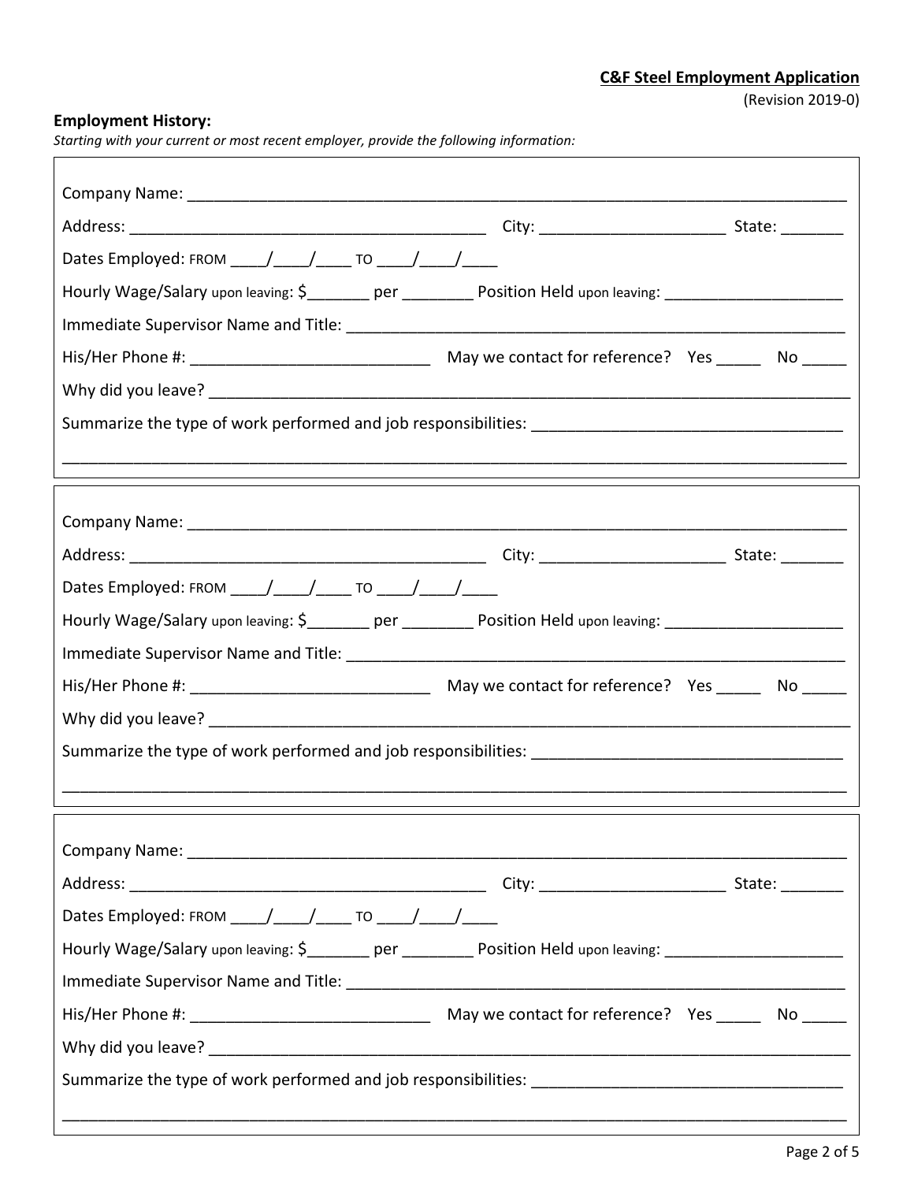**C&F Steel Employment Application**
(Revision 2019-0)

**Employment History:**
*Starting with your current or most recent employer, provide the following information:*

Company Name: ___________________________________________________________________________

Address: _________________________________________ City: _____________________ State: _______

Dates Employed: FROM ____/____/____ TO ____/____/____

Hourly Wage/Salary upon leaving: $_______ per ________ Position Held upon leaving: ____________________

Immediate Supervisor Name and Title: __________________________________________________________

His/Her Phone #: ___________________________ May we contact for reference? Yes _____ No _____

Why did you leave? __________________________________________________________________________

Summarize the type of work performed and job responsibilities: ___________________________________

_____________________________________________________________________________________________

---

Company Name: ___________________________________________________________________________

Address: _________________________________________ City: _____________________ State: _______

Dates Employed: FROM ____/____/____ TO ____/____/____

Hourly Wage/Salary upon leaving: $_______ per ________ Position Held upon leaving: ____________________

Immediate Supervisor Name and Title: __________________________________________________________

His/Her Phone #: ___________________________ May we contact for reference? Yes _____ No _____

Why did you leave? __________________________________________________________________________

Summarize the type of work performed and job responsibilities: ___________________________________

_____________________________________________________________________________________________

---

Company Name: ___________________________________________________________________________

Address: _________________________________________ City: _____________________ State: _______

Dates Employed: FROM ____/____/____ TO ____/____/____

Hourly Wage/Salary upon leaving: $_______ per ________ Position Held upon leaving: ____________________

Immediate Supervisor Name and Title: __________________________________________________________

His/Her Phone #: ___________________________ May we contact for reference? Yes _____ No _____

Why did you leave? __________________________________________________________________________

Summarize the type of work performed and job responsibilities: ___________________________________

_____________________________________________________________________________________________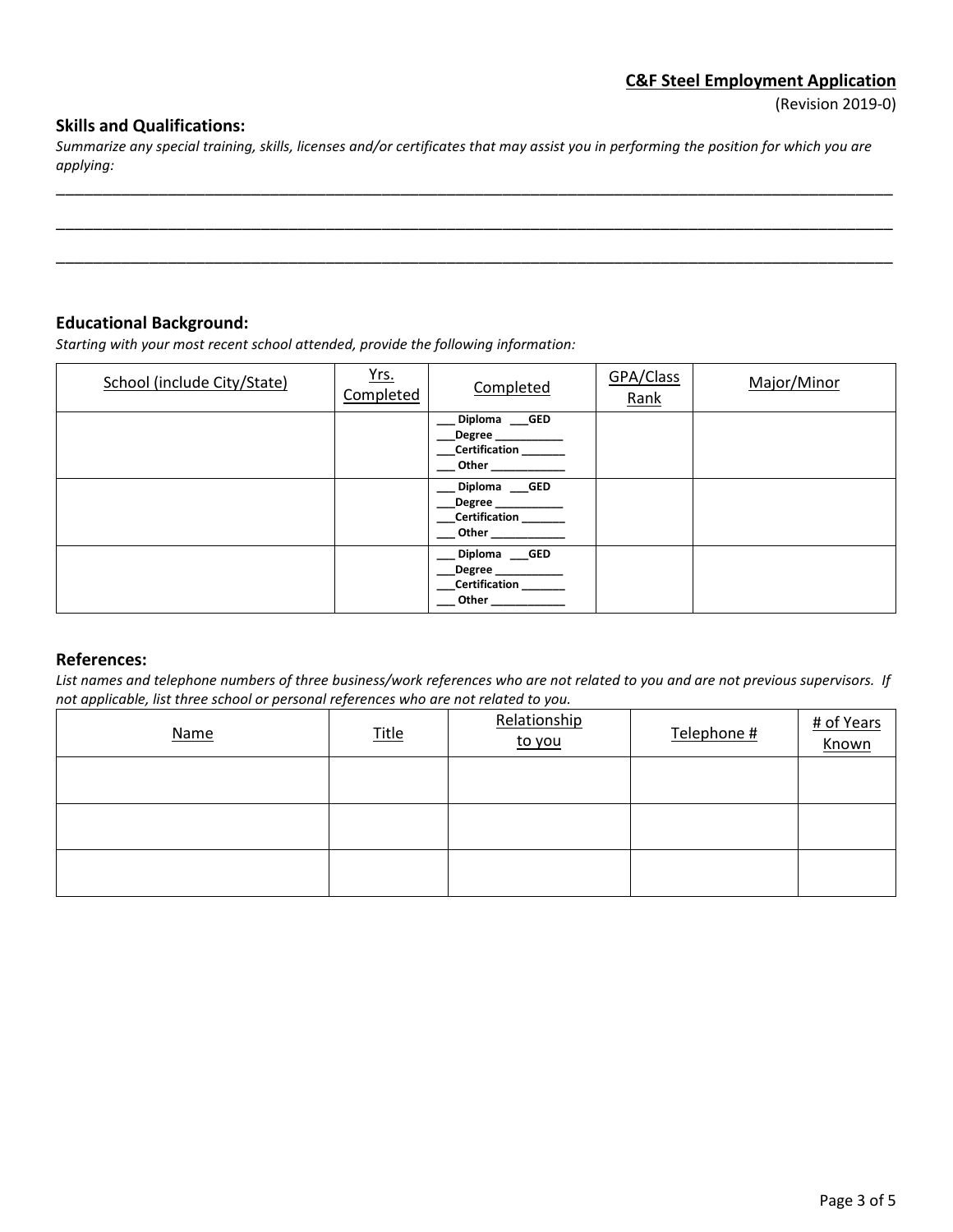**C&F Steel Employment Application**

(Revision 2019-0)

## Skills and Qualifications:

*Summarize any special training, skills, licenses and/or certificates that may assist you in performing the position for which you are applying:*

_______________________________________________________________________________________________

_______________________________________________________________________________________________

_______________________________________________________________________________________________

## Educational Background:

*Starting with your most recent school attended, provide the following information:*

| School (include City/State) | Yrs. Completed | Completed | GPA/Class Rank | Major/Minor |
|---|---|---|---|---|
| | | ___ Diploma ___GED<br>___Degree ___________<br>___Certification _______<br>___ Other ____________ | | |
| | | ___ Diploma ___GED<br>___Degree ___________<br>___Certification _______<br>___ Other ____________ | | |
| | | ___ Diploma ___GED<br>___Degree ___________<br>___Certification _______<br>___ Other ____________ | | |

## References:

*List names and telephone numbers of three business/work references who are not related to you and are not previous supervisors. If not applicable, list three school or personal references who are not related to you.*

| Name | Title | Relationship to you | Telephone # | # of Years Known |
|---|---|---|---|---|
| | | | | |
| | | | | |
| | | | | |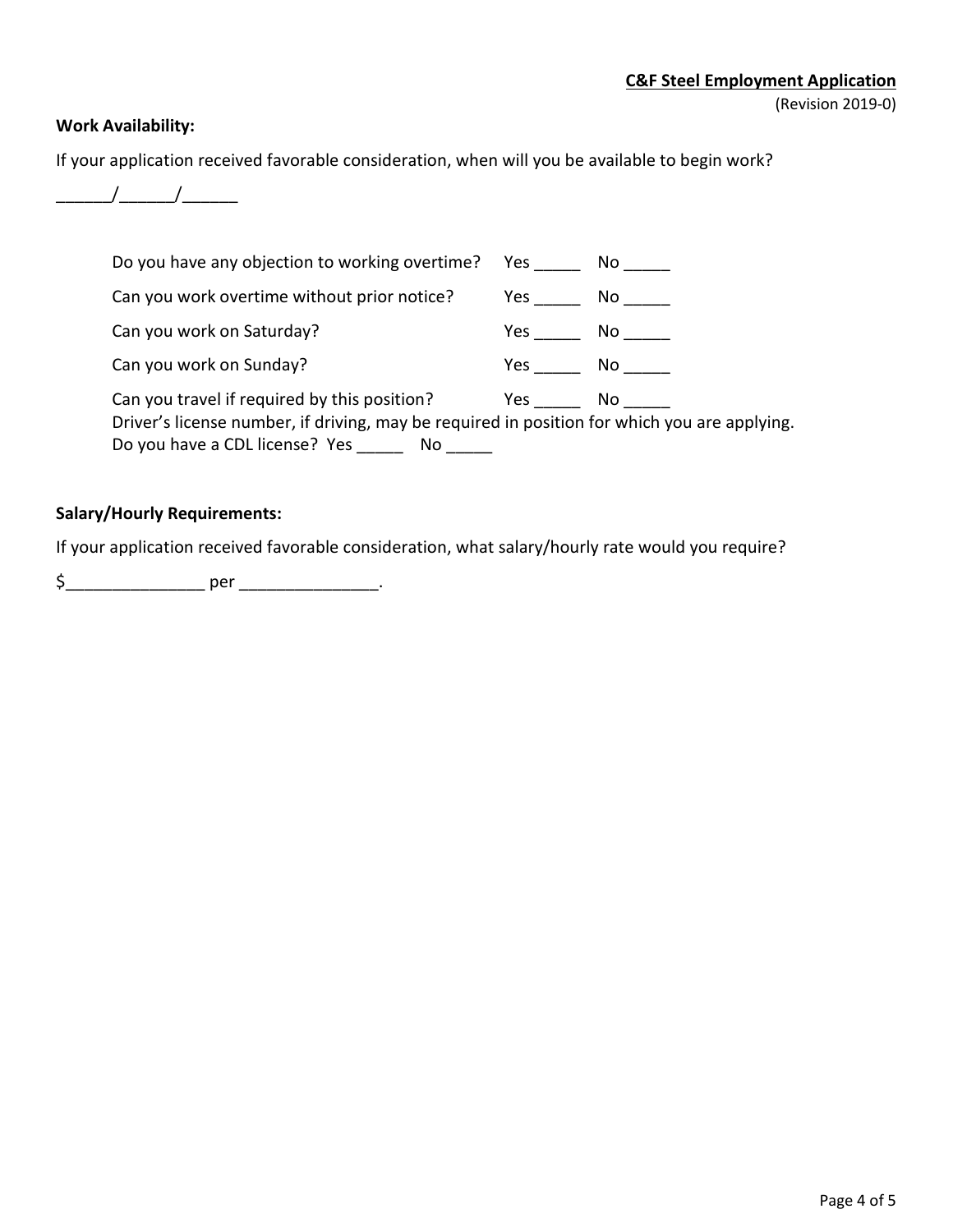**C&F Steel Employment Application**
(Revision 2019-0)

**Work Availability:**

If your application received favorable consideration, when will you be available to begin work?

______/______/______

Do you have any objection to working overtime? Yes _____ No _____

Can you work overtime without prior notice? Yes _____ No _____

Can you work on Saturday? Yes _____ No _____

Can you work on Sunday? Yes _____ No _____

Can you travel if required by this position? Yes _____ No _____

Driver's license number, if driving, may be required in position for which you are applying.

Do you have a CDL license? Yes _____ No _____

**Salary/Hourly Requirements:**

If your application received favorable consideration, what salary/hourly rate would you require?

$_______________ per _______________.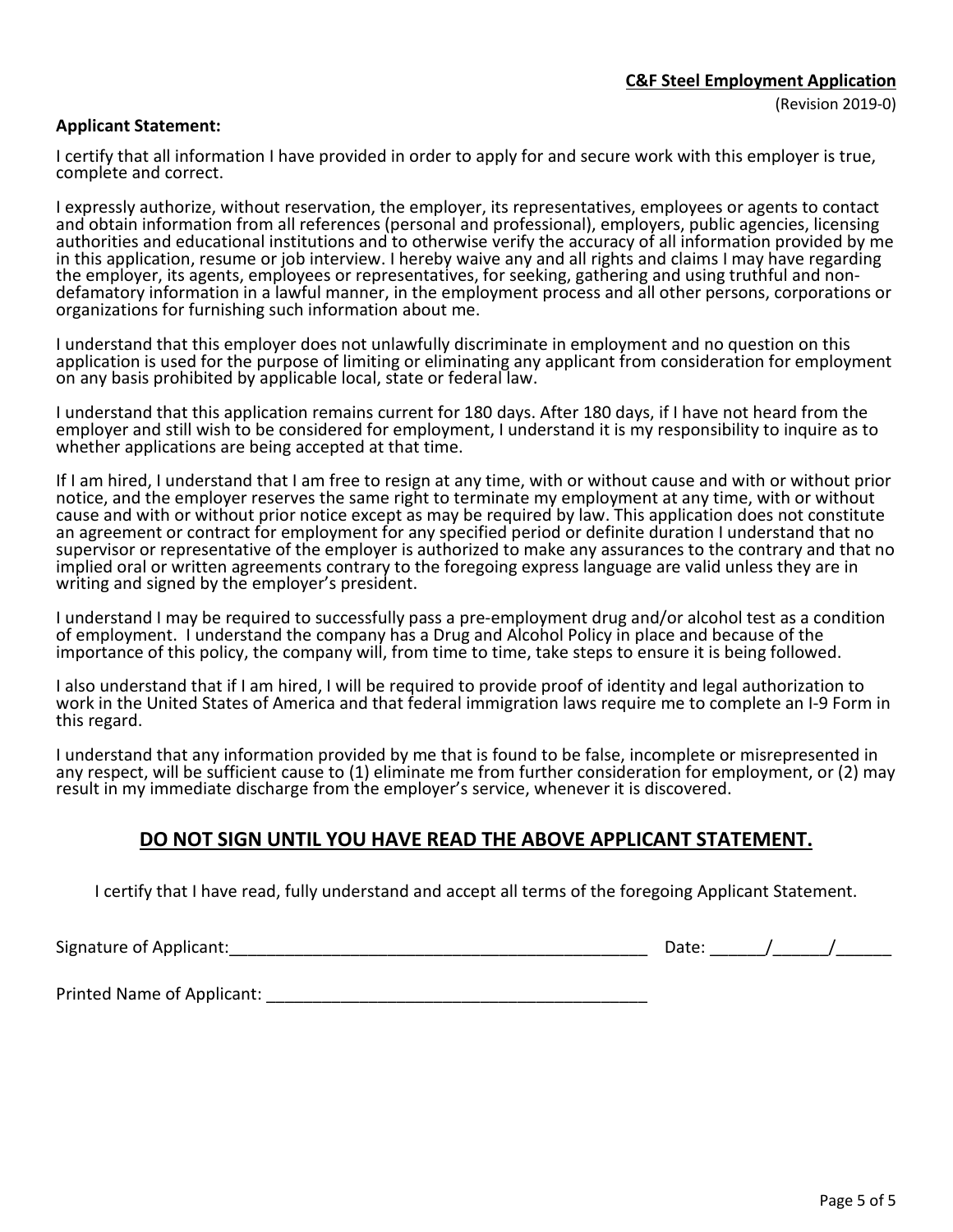**Applicant Statement:**

I certify that all information I have provided in order to apply for and secure work with this employer is true, complete and correct.

I expressly authorize, without reservation, the employer, its representatives, employees or agents to contact and obtain information from all references (personal and professional), employers, public agencies, licensing authorities and educational institutions and to otherwise verify the accuracy of all information provided by me in this application, resume or job interview. I hereby waive any and all rights and claims I may have regarding the employer, its agents, employees or representatives, for seeking, gathering and using truthful and non-defamatory information in a lawful manner, in the employment process and all other persons, corporations or organizations for furnishing such information about me.

I understand that this employer does not unlawfully discriminate in employment and no question on this application is used for the purpose of limiting or eliminating any applicant from consideration for employment on any basis prohibited by applicable local, state or federal law.

I understand that this application remains current for 180 days. After 180 days, if I have not heard from the employer and still wish to be considered for employment, I understand it is my responsibility to inquire as to whether applications are being accepted at that time.

If I am hired, I understand that I am free to resign at any time, with or without cause and with or without prior notice, and the employer reserves the same right to terminate my employment at any time, with or without cause and with or without prior notice except as may be required by law. This application does not constitute an agreement or contract for employment for any specified period or definite duration I understand that no supervisor or representative of the employer is authorized to make any assurances to the contrary and that no implied oral or written agreements contrary to the foregoing express language are valid unless they are in writing and signed by the employer's president.

I understand I may be required to successfully pass a pre-employment drug and/or alcohol test as a condition of employment. I understand the company has a Drug and Alcohol Policy in place and because of the importance of this policy, the company will, from time to time, take steps to ensure it is being followed.

I also understand that if I am hired, I will be required to provide proof of identity and legal authorization to work in the United States of America and that federal immigration laws require me to complete an I-9 Form in this regard.

I understand that any information provided by me that is found to be false, incomplete or misrepresented in any respect, will be sufficient cause to (1) eliminate me from further consideration for employment, or (2) may result in my immediate discharge from the employer's service, whenever it is discovered.

## <u>DO NOT SIGN UNTIL YOU HAVE READ THE ABOVE APPLICANT STATEMENT.</u>

I certify that I have read, fully understand and accept all terms of the foregoing Applicant Statement.

Signature of Applicant:_______________________________________________ Date: ______/______/______

Printed Name of Applicant: _________________________________________